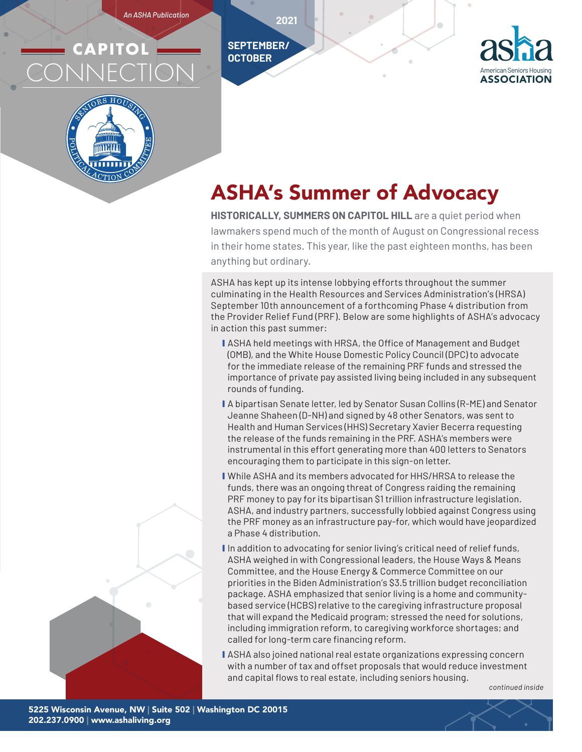*An ASHA Publication*

# CAPITOL CONNECTION

**2021**

**SEPTEMBER/ OCTOBER**

American Seniors Housing ASSOCIATION

## ASHA's Summer of Advocacy

**HISTORICALLY, SUMMERS ON CAPITOL HILL** are a quiet period when lawmakers spend much of the month of August on Congressional recess in their home states. This year, like the past eighteen months, has been anything but ordinary.

ASHA has kept up its intense lobbying efforts throughout the summer culminating in the Health Resources and Services Administration's (HRSA) September 10th announcement of a forthcoming Phase 4 distribution from the Provider Relief Fund (PRF). Below are some highlights of ASHA's advocacy in action this past summer:

- ASHA held meetings with HRSA, the Office of Management and Budget (OMB), and the White House Domestic Policy Council (DPC) to advocate for the immediate release of the remaining PRF funds and stressed the importance of private pay assisted living being included in any subsequent rounds of funding.
- A bipartisan Senate letter, led by Senator Susan Collins (R-ME) and Senator Jeanne Shaheen (D-NH) and signed by 48 other Senators, was sent to Health and Human Services (HHS) Secretary Xavier Becerra requesting the release of the funds remaining in the PRF. ASHA's members were instrumental in this effort generating more than 400 letters to Senators encouraging them to participate in this sign-on letter.
- While ASHA and its members advocated for HHS/HRSA to release the funds, there was an ongoing threat of Congress raiding the remaining PRF money to pay for its bipartisan $1 trillion infrastructure legislation. ASHA, and industry partners, successfully lobbied against Congress using the PRF money as an infrastructure pay-for, which would have jeopardized a Phase 4 distribution.
- In addition to advocating for senior living's critical need of relief funds, ASHA weighed in with Congressional leaders, the House Ways & Means Committee, and the House Energy & Commerce Committee on our priorities in the Biden Administration's $3.5 trillion budget reconciliation package. ASHA emphasized that senior living is a home and community-based service (HCBS) relative to the caregiving infrastructure proposal that will expand the Medicaid program; stressed the need for solutions, including immigration reform, to caregiving workforce shortages; and called for long-term care financing reform.
- ASHA also joined national real estate organizations expressing concern with a number of tax and offset proposals that would reduce investment and capital flows to real estate, including seniors housing.

*continued inside*

**5225 Wisconsin Avenue, NW | Suite 502 | Washington DC 20015**
**202.237.0900 | www.ashaliving.org**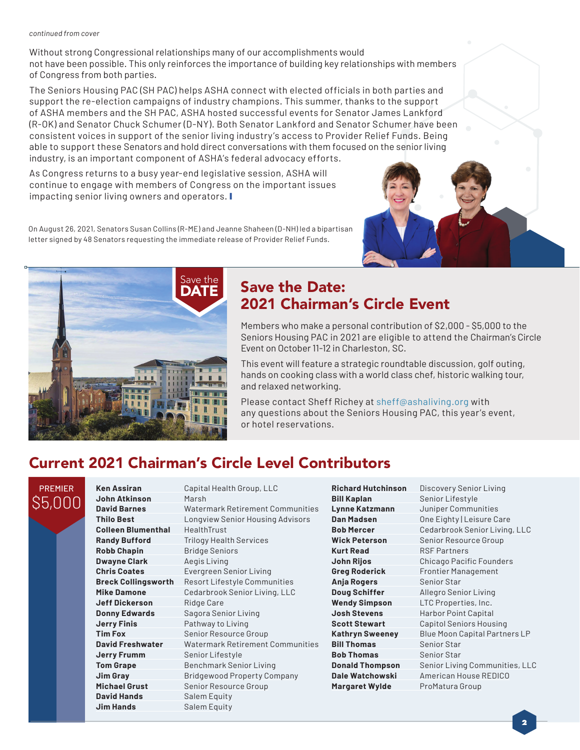*continued from cover*

Without strong Congressional relationships many of our accomplishments would not have been possible. This only reinforces the importance of building key relationships with members of Congress from both parties.

The Seniors Housing PAC (SH PAC) helps ASHA connect with elected officials in both parties and support the re-election campaigns of industry champions. This summer, thanks to the support of ASHA members and the SH PAC, ASHA hosted successful events for Senator James Lankford (R-OK) and Senator Chuck Schumer (D-NY). Both Senator Lankford and Senator Schumer have been consistent voices in support of the senior living industry's access to Provider Relief Funds. Being able to support these Senators and hold direct conversations with them focused on the senior living industry, is an important component of ASHA's federal advocacy efforts.

As Congress returns to a busy year-end legislative session, ASHA will continue to engage with members of Congress on the important issues impacting senior living owners and operators.

On August 26, 2021, Senators Susan Collins (R-ME) and Jeanne Shaheen (D-NH) led a bipartisan letter signed by 48 Senators requesting the immediate release of Provider Relief Funds.

Save the DATE

## Save the Date: 2021 Chairman's Circle Event

Members who make a personal contribution of $2,000 - $5,000 to the Seniors Housing PAC in 2021 are eligible to attend the Chairman's Circle Event on October 11-12 in Charleston, SC.

This event will feature a strategic roundtable discussion, golf outing, hands on cooking class with a world class chef, historic walking tour, and relaxed networking.

Please contact Sheff Richey at sheff@ashaliving.org with any questions about the Seniors Housing PAC, this year's event, or hotel reservations.

## Current 2021 Chairman's Circle Level Contributors

### PREMIER $5,000

| Name | Organization |
|---|---|
| **Ken Assiran** | Capital Health Group, LLC |
| **John Atkinson** | Marsh |
| **David Barnes** | Watermark Retirement Communities |
| **Thilo Best** | Longview Senior Housing Advisors |
| **Colleen Blumenthal** | HealthTrust |
| **Randy Bufford** | Trilogy Health Services |
| **Robb Chapin** | Bridge Seniors |
| **Dwayne Clark** | Aegis Living |
| **Chris Coates** | Evergreen Senior Living |
| **Breck Collingsworth** | Resort Lifestyle Communities |
| **Mike Damone** | Cedarbrook Senior Living, LLC |
| **Jeff Dickerson** | Ridge Care |
| **Donny Edwards** | Sagora Senior Living |
| **Jerry Finis** | Pathway to Living |
| **Tim Fox** | Senior Resource Group |
| **David Freshwater** | Watermark Retirement Communities |
| **Jerry Frumm** | Senior Lifestyle |
| **Tom Grape** | Benchmark Senior Living |
| **Jim Gray** | Bridgewood Property Company |
| **Michael Grust** | Senior Resource Group |
| **David Hands** | Salem Equity |
| **Jim Hands** | Salem Equity |
| **Richard Hutchinson** | Discovery Senior Living |
| **Bill Kaplan** | Senior Lifestyle |
| **Lynne Katzmann** | Juniper Communities |
| **Dan Madsen** | One Eighty \| Leisure Care |
| **Bob Mercer** | Cedarbrook Senior Living, LLC |
| **Wick Peterson** | Senior Resource Group |
| **Kurt Read** | RSF Partners |
| **John Rijos** | Chicago Pacific Founders |
| **Greg Roderick** | Frontier Management |
| **Anja Rogers** | Senior Star |
| **Doug Schiffer** | Allegro Senior Living |
| **Wendy Simpson** | LTC Properties, Inc. |
| **Josh Stevens** | Harbor Point Capital |
| **Scott Stewart** | Capitol Seniors Housing |
| **Kathryn Sweeney** | Blue Moon Capital Partners LP |
| **Bill Thomas** | Senior Star |
| **Bob Thomas** | Senior Star |
| **Donald Thompson** | Senior Living Communities, LLC |
| **Dale Watchowski** | American House REDICO |
| **Margaret Wylde** | ProMatura Group |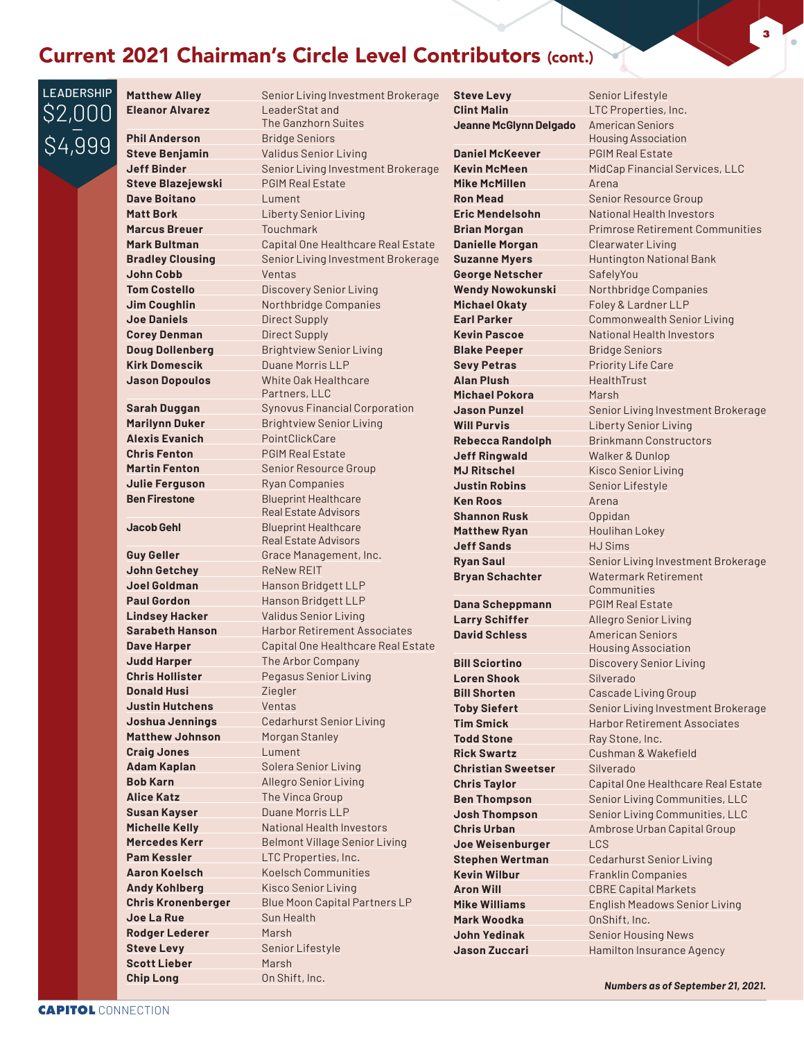## Current 2021 Chairman's Circle Level Contributors (cont.)

### LEADERSHIP $2,000 – $4,999

| Name | Organization |
|---|---|
| **Matthew Alley** | Senior Living Investment Brokerage |
| **Eleanor Alvarez** | LeaderStat and The Ganzhorn Suites |
| **Phil Anderson** | Bridge Seniors |
| **Steve Benjamin** | Validus Senior Living |
| **Jeff Binder** | Senior Living Investment Brokerage |
| **Steve Blazejewski** | PGIM Real Estate |
| **Dave Boitano** | Lument |
| **Matt Bork** | Liberty Senior Living |
| **Marcus Breuer** | Touchmark |
| **Mark Bultman** | Capital One Healthcare Real Estate |
| **Bradley Clousing** | Senior Living Investment Brokerage |
| **John Cobb** | Ventas |
| **Tom Costello** | Discovery Senior Living |
| **Jim Coughlin** | Northbridge Companies |
| **Joe Daniels** | Direct Supply |
| **Corey Denman** | Direct Supply |
| **Doug Dollenberg** | Brightview Senior Living |
| **Kirk Domescik** | Duane Morris LLP |
| **Jason Dopoulos** | White Oak Healthcare Partners, LLC |
| **Sarah Duggan** | Synovus Financial Corporation |
| **Marilynn Duker** | Brightview Senior Living |
| **Alexis Evanich** | PointClickCare |
| **Chris Fenton** | PGIM Real Estate |
| **Martin Fenton** | Senior Resource Group |
| **Julie Ferguson** | Ryan Companies |
| **Ben Firestone** | Blueprint Healthcare Real Estate Advisors |
| **Jacob Gehl** | Blueprint Healthcare Real Estate Advisors |
| **Guy Geller** | Grace Management, Inc. |
| **John Getchey** | ReNew REIT |
| **Joel Goldman** | Hanson Bridgett LLP |
| **Paul Gordon** | Hanson Bridgett LLP |
| **Lindsey Hacker** | Validus Senior Living |
| **Sarabeth Hanson** | Harbor Retirement Associates |
| **Dave Harper** | Capital One Healthcare Real Estate |
| **Judd Harper** | The Arbor Company |
| **Chris Hollister** | Pegasus Senior Living |
| **Donald Husi** | Ziegler |
| **Justin Hutchens** | Ventas |
| **Joshua Jennings** | Cedarhurst Senior Living |
| **Matthew Johnson** | Morgan Stanley |
| **Craig Jones** | Lument |
| **Adam Kaplan** | Solera Senior Living |
| **Bob Karn** | Allegro Senior Living |
| **Alice Katz** | The Vinca Group |
| **Susan Kayser** | Duane Morris LLP |
| **Michelle Kelly** | National Health Investors |
| **Mercedes Kerr** | Belmont Village Senior Living |
| **Pam Kessler** | LTC Properties, Inc. |
| **Aaron Koelsch** | Koelsch Communities |
| **Andy Kohlberg** | Kisco Senior Living |
| **Chris Kronenberger** | Blue Moon Capital Partners LP |
| **Joe La Rue** | Sun Health |
| **Rodger Lederer** | Marsh |
| **Steve Levy** | Senior Lifestyle |
| **Scott Lieber** | Marsh |
| **Chip Long** | On Shift, Inc. |
| **Steve Levy** | Senior Lifestyle |
| **Clint Malin** | LTC Properties, Inc. |
| **Jeanne McGlynn Delgado** | American Seniors Housing Association |
| **Daniel McKeever** | PGIM Real Estate |
| **Kevin McMeen** | MidCap Financial Services, LLC |
| **Mike McMillen** | Arena |
| **Ron Mead** | Senior Resource Group |
| **Eric Mendelsohn** | National Health Investors |
| **Brian Morgan** | Primrose Retirement Communities |
| **Danielle Morgan** | Clearwater Living |
| **Suzanne Myers** | Huntington National Bank |
| **George Netscher** | SafelyYou |
| **Wendy Nowokunski** | Northbridge Companies |
| **Michael Okaty** | Foley & Lardner LLP |
| **Earl Parker** | Commonwealth Senior Living |
| **Kevin Pascoe** | National Health Investors |
| **Blake Peeper** | Bridge Seniors |
| **Sevy Petras** | Priority Life Care |
| **Alan Plush** | HealthTrust |
| **Michael Pokora** | Marsh |
| **Jason Punzel** | Senior Living Investment Brokerage |
| **Will Purvis** | Liberty Senior Living |
| **Rebecca Randolph** | Brinkmann Constructors |
| **Jeff Ringwald** | Walker & Dunlop |
| **MJ Ritschel** | Kisco Senior Living |
| **Justin Robins** | Senior Lifestyle |
| **Ken Roos** | Arena |
| **Shannon Rusk** | Oppidan |
| **Matthew Ryan** | Houlihan Lokey |
| **Jeff Sands** | HJ Sims |
| **Ryan Saul** | Senior Living Investment Brokerage |
| **Bryan Schachter** | Watermark Retirement Communities |
| **Dana Scheppmann** | PGIM Real Estate |
| **Larry Schiffer** | Allegro Senior Living |
| **David Schless** | American Seniors Housing Association |
| **Bill Sciortino** | Discovery Senior Living |
| **Loren Shook** | Silverado |
| **Bill Shorten** | Cascade Living Group |
| **Toby Siefert** | Senior Living Investment Brokerage |
| **Tim Smick** | Harbor Retirement Associates |
| **Todd Stone** | Ray Stone, Inc. |
| **Rick Swartz** | Cushman & Wakefield |
| **Christian Sweetser** | Silverado |
| **Chris Taylor** | Capital One Healthcare Real Estate |
| **Ben Thompson** | Senior Living Communities, LLC |
| **Josh Thompson** | Senior Living Communities, LLC |
| **Chris Urban** | Ambrose Urban Capital Group |
| **Joe Weisenburger** | LCS |
| **Stephen Wertman** | Cedarhurst Senior Living |
| **Kevin Wilbur** | Franklin Companies |
| **Aron Will** | CBRE Capital Markets |
| **Mike Williams** | English Meadows Senior Living |
| **Mark Woodka** | OnShift, Inc. |
| **John Yedinak** | Senior Housing News |
| **Jason Zuccari** | Hamilton Insurance Agency |

***Numbers as of September 21, 2021.***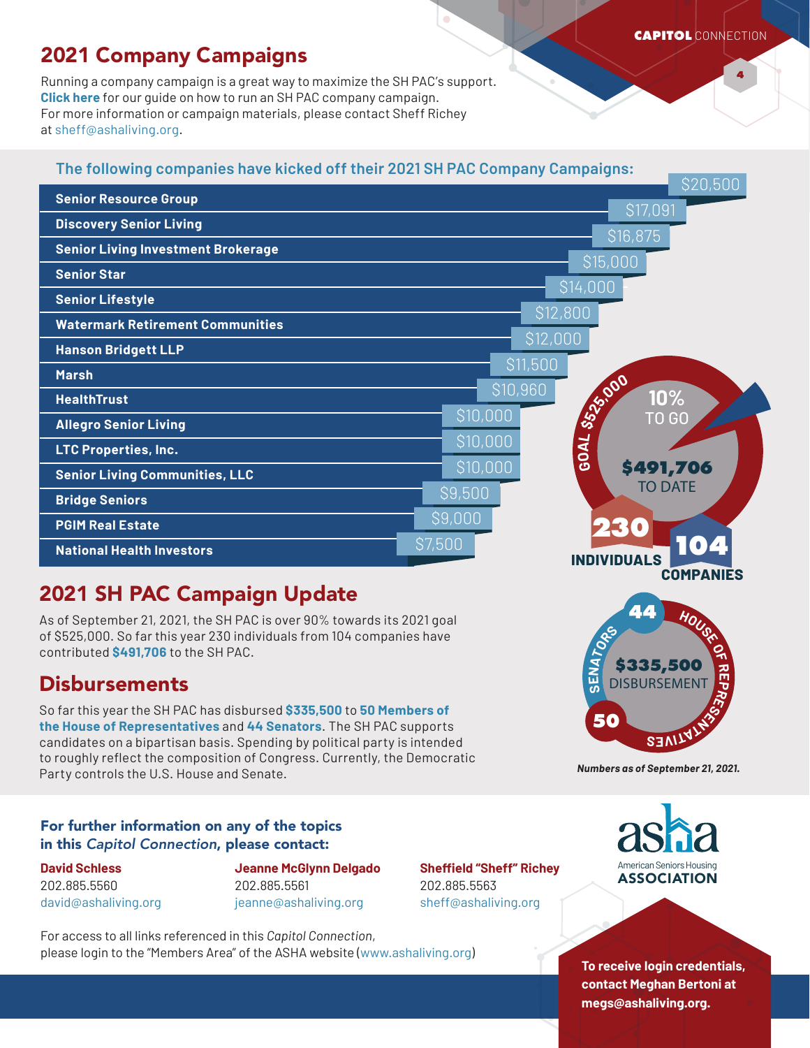## 2021 Company Campaigns

Running a company campaign is a great way to maximize the SH PAC's support. **Click here** for our guide on how to run an SH PAC company campaign. For more information or campaign materials, please contact Sheff Richey at sheff@ashaliving.org.

### The following companies have kicked off their 2021 SH PAC Company Campaigns:

Senior Resource Group
$20,500
Discovery Senior Living
$17,091
Senior Living Investment Brokerage
$16,875
Senior Star
$15,000
Senior Lifestyle
$14,000
Watermark Retirement Communities
$12,800
Hanson Bridgett LLP
$12,000
Marsh
$11,500
HealthTrust
$10,960
Allegro Senior Living
$10,000
LTC Properties, Inc.
$10,000
Senior Living Communities, LLC
$10,000
Bridge Seniors
$9,500
PGIM Real Estate
$9,000
National Health Investors
$7,500

GOAL $525,000
10% TO GO
$491,706 TO DATE
230 INDIVIDUALS
104 COMPANIES

## 2021 SH PAC Campaign Update

As of September 21, 2021, the SH PAC is over 90% towards its 2021 goal of $525,000. So far this year 230 individuals from 104 companies have contributed **$491,706** to the SH PAC.

## Disbursements

So far this year the SH PAC has disbursed **$335,500** to **50 Members of the House of Representatives** and **44 Senators**. The SH PAC supports candidates on a bipartisan basis. Spending by political party is intended to roughly reflect the composition of Congress. Currently, the Democratic Party controls the U.S. House and Senate.

44 SENATORS
50 HOUSE OF REPRESENTATIVES
$335,500 DISBURSEMENT

***Numbers as of September 21, 2021.***

### For further information on any of the topics in this *Capitol Connection*, please contact:

**David Schless**
202.885.5560
david@ashaliving.org

**Jeanne McGlynn Delgado**
202.885.5561
jeanne@ashaliving.org

**Sheffield "Sheff" Richey**
202.885.5563
sheff@ashaliving.org

asha
American Seniors Housing
ASSOCIATION

For access to all links referenced in this *Capitol Connection*, please login to the "Members Area" of the ASHA website (www.ashaliving.org)

**To receive login credentials, contact Meghan Bertoni at megs@ashaliving.org.**